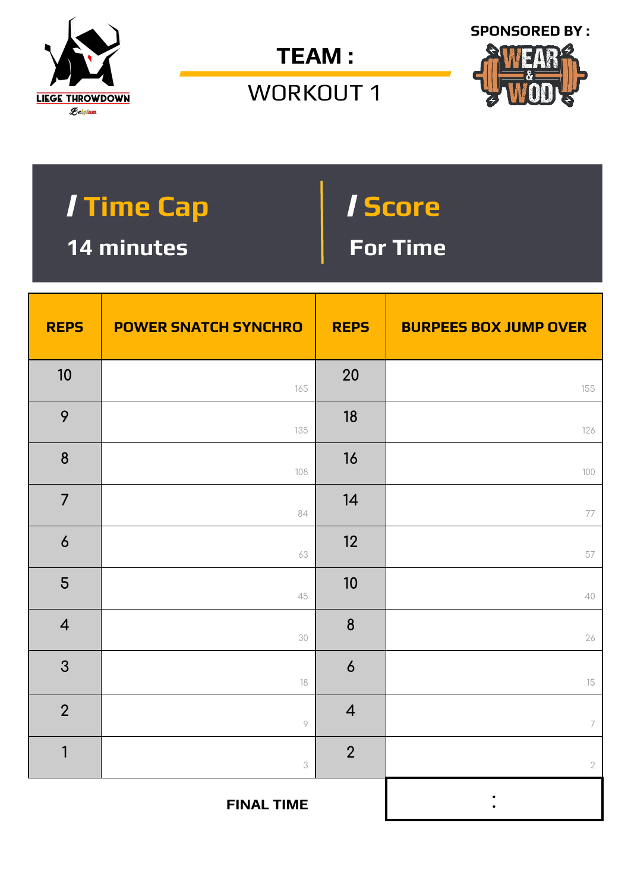LIEGE THROWDOWN
Belgium

# TEAM :

## WORKOUT 1

SPONSORED BY :

WEAR & WOD

| / Time Cap | / Score |
| --- | --- |
| 14 minutes | For Time |

| REPS | POWER SNATCH SYNCHRO | REPS | BURPEES BOX JUMP OVER |
| --- | --- | --- | --- |
| 10 | 165 | 20 | 155 |
| 9 | 135 | 18 | 126 |
| 8 | 108 | 16 | 100 |
| 7 | 84 | 14 | 77 |
| 6 | 63 | 12 | 57 |
| 5 | 45 | 10 | 40 |
| 4 | 30 | 8 | 26 |
| 3 | 18 | 6 | 15 |
| 2 | 9 | 4 | 7 |
| 1 | 3 | 2 | 2 |

**FINAL TIME** :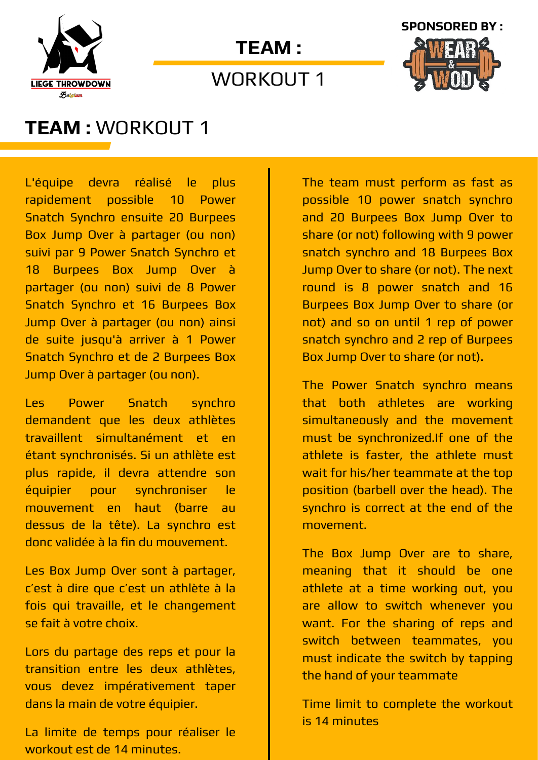# TEAM : WORKOUT 1

L'équipe devra réalisé le plus rapidement possible 10 Power Snatch Synchro ensuite 20 Burpees Box Jump Over à partager (ou non) suivi par 9 Power Snatch Synchro et 18 Burpees Box Jump Over à partager (ou non) suivi de 8 Power Snatch Synchro et 16 Burpees Box Jump Over à partager (ou non) ainsi de suite jusqu'à arriver à 1 Power Snatch Synchro et de 2 Burpees Box Jump Over à partager (ou non).

Les Power Snatch synchro demandent que les deux athlètes travaillent simultanément et en étant synchronisés. Si un athlète est plus rapide, il devra attendre son équipier pour synchroniser le mouvement en haut (barre au dessus de la tête). La synchro est donc validée à la fin du mouvement.

Les Box Jump Over sont à partager, c'est à dire que c'est un athlète à la fois qui travaille, et le changement se fait à votre choix.

Lors du partage des reps et pour la transition entre les deux athlètes, vous devez impérativement taper dans la main de votre équipier.

La limite de temps pour réaliser le workout est de 14 minutes.

The team must perform as fast as possible 10 power snatch synchro and 20 Burpees Box Jump Over to share (or not) following with 9 power snatch synchro and 18 Burpees Box Jump Over to share (or not). The next round is 8 power snatch and 16 Burpees Box Jump Over to share (or not) and so on until 1 rep of power snatch synchro and 2 rep of Burpees Box Jump Over to share (or not).

The Power Snatch synchro means that both athletes are working simultaneously and the movement must be synchronized.If one of the athlete is faster, the athlete must wait for his/her teammate at the top position (barbell over the head). The synchro is correct at the end of the movement.

The Box Jump Over are to share, meaning that it should be one athlete at a time working out, you are allow to switch whenever you want. For the sharing of reps and switch between teammates, you must indicate the switch by tapping the hand of your teammate

Time limit to complete the workout is 14 minutes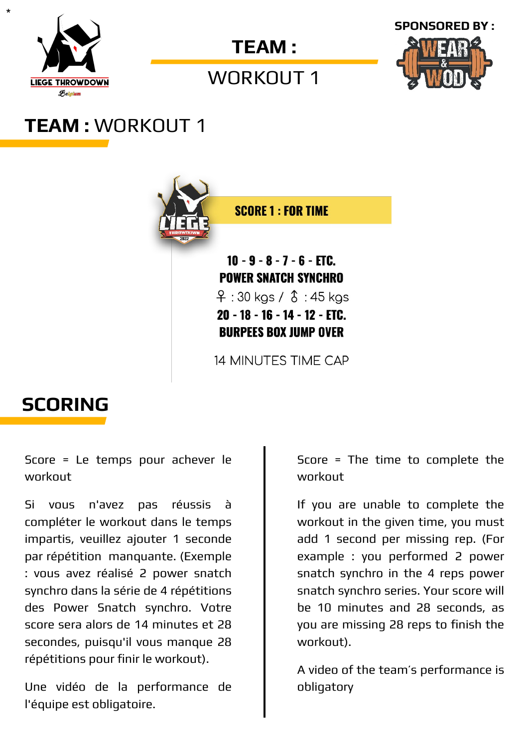# TEAM : WORKOUT 1

**SCORE 1 : FOR TIME**

**10 - 9 - 8 - 7 - 6 - ETC.**
**POWER SNATCH SYNCHRO**
♀ : 30 kgs / ♂ : 45 kgs
**20 - 18 - 16 - 14 - 12 - ETC.**
**BURPEES BOX JUMP OVER**

14 MINUTES TIME CAP

## SCORING

Score = Le temps pour achever le workout

Si vous n'avez pas réussis à compléter le workout dans le temps impartis, veuillez ajouter 1 seconde par répétition manquante. (Exemple : vous avez réalisé 2 power snatch synchro dans la série de 4 répétitions des Power Snatch synchro. Votre score sera alors de 14 minutes et 28 secondes, puisqu'il vous manque 28 répétitions pour finir le workout).

Une vidéo de la performance de l'équipe est obligatoire.

Score = The time to complete the workout

If you are unable to complete the workout in the given time, you must add 1 second per missing rep. (For example : you performed 2 power snatch synchro in the 4 reps power snatch synchro series. Your score will be 10 minutes and 28 seconds, as you are missing 28 reps to finish the workout).

A video of the team's performance is obligatory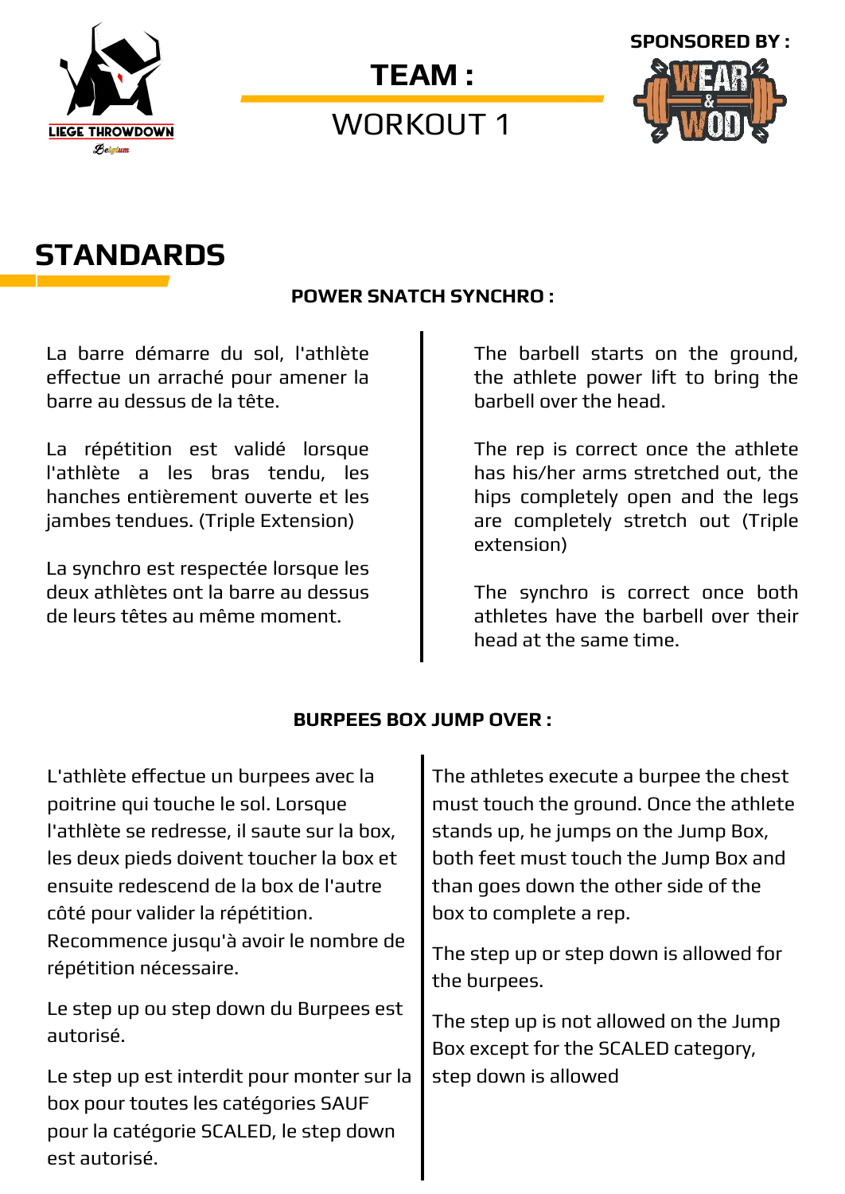LIEGE THROWDOWN

Belgium

# TEAM :

## WORKOUT 1

SPONSORED BY :

WEAR & WOD

# STANDARDS

### POWER SNATCH SYNCHRO :

La barre démarre du sol, l'athlète effectue un arraché pour amener la barre au dessus de la tête.

La répétition est validé lorsque l'athlète a les bras tendu, les hanches entièrement ouverte et les jambes tendues. (Triple Extension)

La synchro est respectée lorsque les deux athlètes ont la barre au dessus de leurs têtes au même moment.

The barbell starts on the ground, the athlete power lift to bring the barbell over the head.

The rep is correct once the athlete has his/her arms stretched out, the hips completely open and the legs are completely stretch out (Triple extension)

The synchro is correct once both athletes have the barbell over their head at the same time.

### BURPEES BOX JUMP OVER :

L'athlète effectue un burpees avec la poitrine qui touche le sol. Lorsque l'athlète se redresse, il saute sur la box, les deux pieds doivent toucher la box et ensuite redescend de la box de l'autre côté pour valider la répétition. Recommence jusqu'à avoir le nombre de répétition nécessaire.

Le step up ou step down du Burpees est autorisé.

Le step up est interdit pour monter sur la box pour toutes les catégories SAUF pour la catégorie SCALED, le step down est autorisé.

The athletes execute a burpee the chest must touch the ground. Once the athlete stands up, he jumps on the Jump Box, both feet must touch the Jump Box and than goes down the other side of the box to complete a rep.

The step up or step down is allowed for the burpees.

The step up is not allowed on the Jump Box except for the SCALED category, step down is allowed